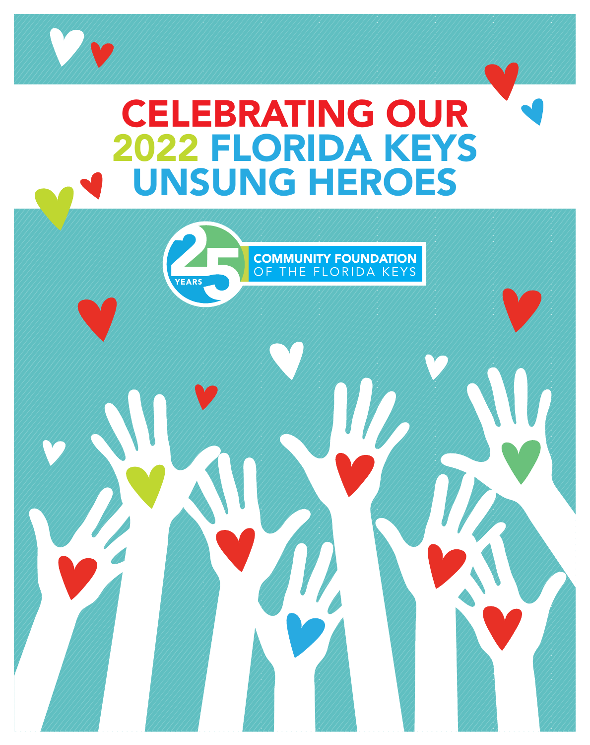# CELEBRATING OUR 2022 FLORIDA KEYS UNSUNG HEROES

25 YEARS

COMMUNITY FOUNDATION OF THE FLORIDA KEYS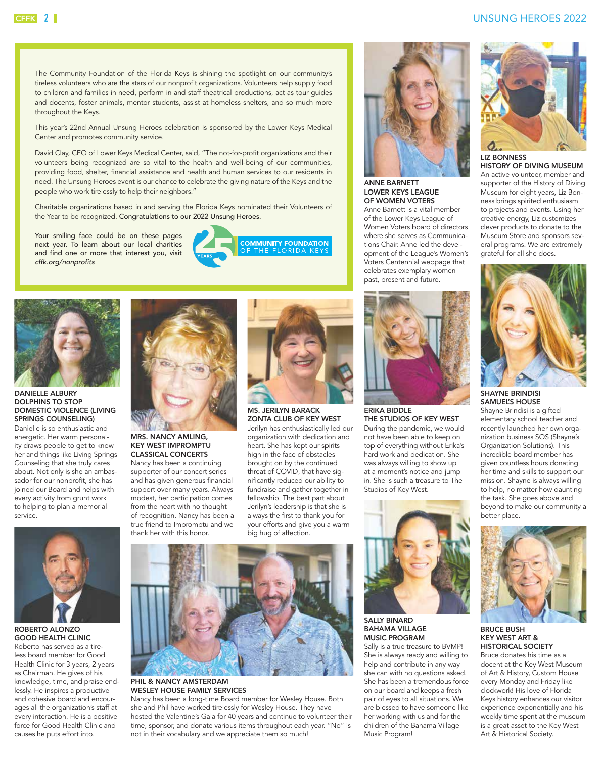The Community Foundation of the Florida Keys is shining the spotlight on our community's tireless volunteers who are the stars of our nonprofit organizations. Volunteers help supply food to children and families in need, perform in and staff theatrical productions, act as tour guides and docents, foster animals, mentor students, assist at homeless shelters, and so much more throughout the Keys.

This year's 22nd Annual Unsung Heroes celebration is sponsored by the Lower Keys Medical Center and promotes community service.

David Clay, CEO of Lower Keys Medical Center, said, "The not-for-profit organizations and their volunteers being recognized are so vital to the health and well-being of our communities, providing food, shelter, financial assistance and health and human services to our residents in need. The Unsung Heroes event is our chance to celebrate the giving nature of the Keys and the people who work tirelessly to help their neighbors."

Charitable organizations based in and serving the Florida Keys nominated their Volunteers of the Year to be recognized. Congratulations to our 2022 Unsung Heroes.

Your smiling face could be on these pages next year. To learn about our local charities and find one or more that interest you, visit *cffk.org/nonprofits*

25 YEARS COMMUNITY FOUNDATION OF THE FLORIDA KEYS

**ANNE BARNETT**
**LOWER KEYS LEAGUE OF WOMEN VOTERS**
Anne Barnett is a vital member of the Lower Keys League of Women Voters board of directors where she serves as Communications Chair. Anne led the development of the League's Women's Voters Centennial webpage that celebrates exemplary women past, present and future.

**LIZ BONNESS**
**HISTORY OF DIVING MUSEUM**
An active volunteer, member and supporter of the History of Diving Museum for eight years, Liz Bonness brings spirited enthusiasm to projects and events. Using her creative energy, Liz customizes clever products to donate to the Museum Store and sponsors several programs. We are extremely grateful for all she does.

**DANIELLE ALBURY**
**DOLPHINS TO STOP DOMESTIC VIOLENCE (LIVING SPRINGS COUNSELING)**
Danielle is so enthusiastic and energetic. Her warm personality draws people to get to know her and things like Living Springs Counseling that she truly cares about. Not only is she an ambassador for our nonprofit, she has joined our Board and helps with every activity from grunt work to helping to plan a memorial service.

**MRS. NANCY AMLING,**
**KEY WEST IMPROMPTU CLASSICAL CONCERTS**
Nancy has been a continuing supporter of our concert series and has given generous financial support over many years. Always modest, her participation comes from the heart with no thought of recognition. Nancy has been a true friend to Impromptu and we thank her with this honor.

**MS. JERILYN BARACK**
**ZONTA CLUB OF KEY WEST**
Jerilyn has enthusiastically led our organization with dedication and heart. She has kept our spirits high in the face of obstacles brought on by the continued threat of COVID, that have significantly reduced our ability to fundraise and gather together in fellowship. The best part about Jerilyn's leadership is that she is always the first to thank you for your efforts and give you a warm big hug of affection.

**ERIKA BIDDLE**
**THE STUDIOS OF KEY WEST**
During the pandemic, we would not have been able to keep on top of everything without Erika's hard work and dedication. She was always willing to show up at a moment's notice and jump in. She is such a treasure to The Studios of Key West.

**SHAYNE BRINDISI**
**SAMUEL'S HOUSE**
Shayne Brindisi is a gifted elementary school teacher and recently launched her own organization business SOS (Shayne's Organization Solutions). This incredible board member has given countless hours donating her time and skills to support our mission. Shayne is always willing to help, no matter how daunting the task. She goes above and beyond to make our community a better place.

**ROBERTO ALONZO**
**GOOD HEALTH CLINIC**
Roberto has served as a tireless board member for Good Health Clinic for 3 years, 2 years as Chairman. He gives of his knowledge, time, and praise endlessly. He inspires a productive and cohesive board and encourages all the organization's staff at every interaction. He is a positive force for Good Health Clinic and causes he puts effort into.

**PHIL & NANCY AMSTERDAM**
**WESLEY HOUSE FAMILY SERVICES**
Nancy has been a long-time Board member for Wesley House. Both she and Phil have worked tirelessly for Wesley House. They have hosted the Valentine's Gala for 40 years and continue to volunteer their time, sponsor, and donate various items throughout each year. "No" is not in their vocabulary and we appreciate them so much!

**SALLY BINARD**
**BAHAMA VILLAGE MUSIC PROGRAM**
Sally is a true treasure to BVMP! She is always ready and willing to help and contribute in any way she can with no questions asked. She has been a tremendous force on our board and keeps a fresh pair of eyes to all situations. We are blessed to have someone like her working with us and for the children of the Bahama Village Music Program!

**BRUCE BUSH**
**KEY WEST ART & HISTORICAL SOCIETY**
Bruce donates his time as a docent at the Key West Museum of Art & History, Custom House every Monday and Friday like clockwork! His love of Florida Keys history enhances our visitor experience exponentially and his weekly time spent at the museum is a great asset to the Key West Art & Historical Society.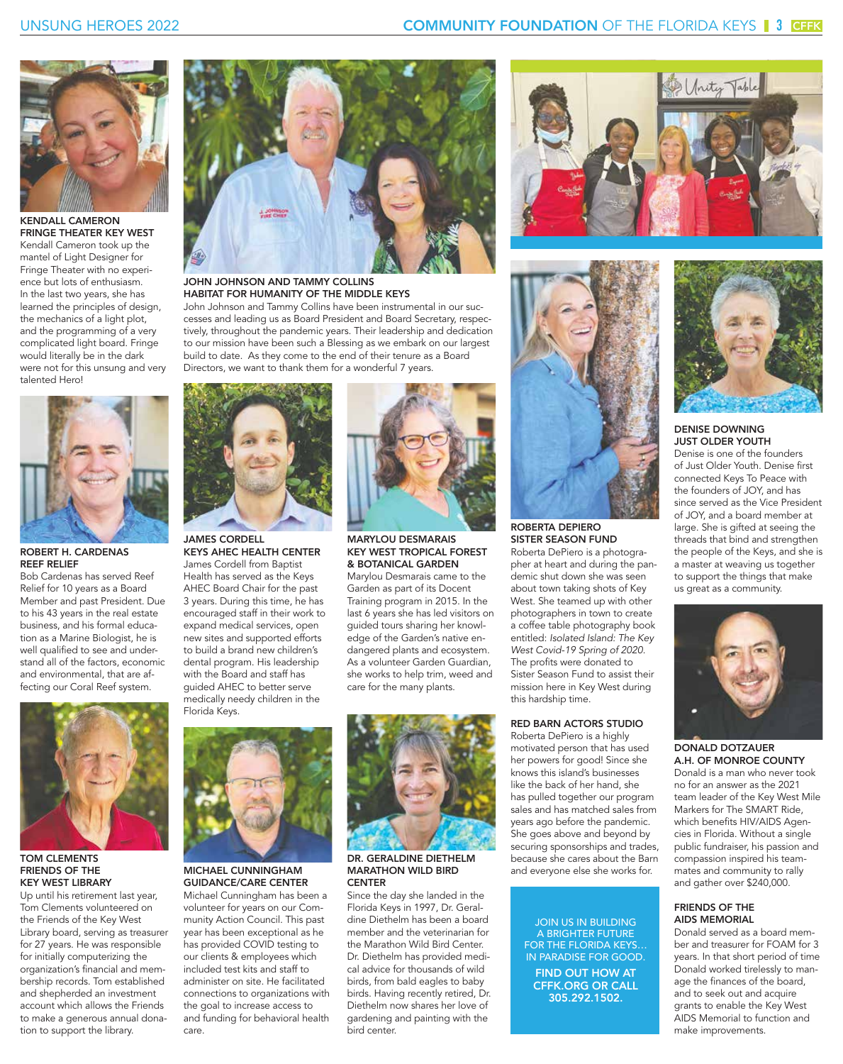### KENDALL CAMERON
### FRINGE THEATER KEY WEST

Kendall Cameron took up the mantel of Light Designer for Fringe Theater with no experience but lots of enthusiasm. In the last two years, she has learned the principles of design, the mechanics of a light plot, and the programming of a very complicated light board. Fringe would literally be in the dark were not for this unsung and very talented Hero!

### JOHN JOHNSON AND TAMMY COLLINS
### HABITAT FOR HUMANITY OF THE MIDDLE KEYS

John Johnson and Tammy Collins have been instrumental in our successes and leading us as Board President and Board Secretary, respectively, throughout the pandemic years. Their leadership and dedication to our mission have been such a Blessing as we embark on our largest build to date. As they come to the end of their tenure as a Board Directors, we want to thank them for a wonderful 7 years.

### ROBERT H. CARDENAS
### REEF RELIEF

Bob Cardenas has served Reef Relief for 10 years as a Board Member and past President. Due to his 43 years in the real estate business, and his formal education as a Marine Biologist, he is well qualified to see and understand all of the factors, economic and environmental, that are affecting our Coral Reef system.

### JAMES CORDELL
### KEYS AHEC HEALTH CENTER

James Cordell from Baptist Health has served as the Keys AHEC Board Chair for the past 3 years. During this time, he has encouraged staff in their work to expand medical services, open new sites and supported efforts to build a brand new children's dental program. His leadership with the Board and staff has guided AHEC to better serve medically needy children in the Florida Keys.

### MARYLOU DESMARAIS
### KEY WEST TROPICAL FOREST & BOTANICAL GARDEN

Marylou Desmarais came to the Garden as part of its Docent Training program in 2015. In the last 6 years she has led visitors on guided tours sharing her knowledge of the Garden's native endangered plants and ecosystem. As a volunteer Garden Guardian, she works to help trim, weed and care for the many plants.

### TOM CLEMENTS
### FRIENDS OF THE KEY WEST LIBRARY

Up until his retirement last year, Tom Clements volunteered on the Friends of the Key West Library board, serving as treasurer for 27 years. He was responsible for initially computerizing the organization's financial and membership records. Tom established and shepherded an investment account which allows the Friends to make a generous annual donation to support the library.

### MICHAEL CUNNINGHAM
### GUIDANCE/CARE CENTER

Michael Cunningham has been a volunteer for years on our Community Action Council. This past year has been exceptional as he has provided COVID testing to our clients & employees which included test kits and staff to administer on site. He facilitated connections to organizations with the goal to increase access to and funding for behavioral health care.

### DR. GERALDINE DIETHELM
### MARATHON WILD BIRD CENTER

Since the day she landed in the Florida Keys in 1997, Dr. Geraldine Diethelm has been a board member and the veterinarian for the Marathon Wild Bird Center. Dr. Diethelm has provided medical advice for thousands of wild birds, from bald eagles to baby birds. Having recently retired, Dr. Diethelm now shares her love of gardening and painting with the bird center.

### ROBERTA DEPIERO
### SISTER SEASON FUND

Roberta DePiero is a photographer at heart and during the pandemic shut down she was seen about town taking shots of Key West. She teamed up with other photographers in town to create a coffee table photography book entitled: *Isolated Island: The Key West Covid-19 Spring of 2020.* The profits were donated to Sister Season Fund to assist their mission here in Key West during this hardship time.

### RED BARN ACTORS STUDIO

Roberta DePiero is a highly motivated person that has used her powers for good! Since she knows this island's businesses like the back of her hand, she has pulled together our program sales and has matched sales from years ago before the pandemic. She goes above and beyond by securing sponsorships and trades, because she cares about the Barn and everyone else she works for.

JOIN US IN BUILDING A BRIGHTER FUTURE FOR THE FLORIDA KEYS… IN PARADISE FOR GOOD.

**FIND OUT HOW AT CFFK.ORG OR CALL 305.292.1502.**

### DENISE DOWNING
### JUST OLDER YOUTH

Denise is one of the founders of Just Older Youth. Denise first connected Keys To Peace with the founders of JOY, and has since served as the Vice President of JOY, and a board member at large. She is gifted at seeing the threads that bind and strengthen the people of the Keys, and she is a master at weaving us together to support the things that make us great as a community.

### DONALD DOTZAUER
### A.H. OF MONROE COUNTY

Donald is a man who never took no for an answer as the 2021 team leader of the Key West Mile Markers for The SMART Ride, which benefits HIV/AIDS Agencies in Florida. Without a single public fundraiser, his passion and compassion inspired his teammates and community to rally and gather over $240,000.

### FRIENDS OF THE AIDS MEMORIAL

Donald served as a board member and treasurer for FOAM for 3 years. In that short period of time Donald worked tirelessly to manage the finances of the board, and to seek out and acquire grants to enable the Key West AIDS Memorial to function and make improvements.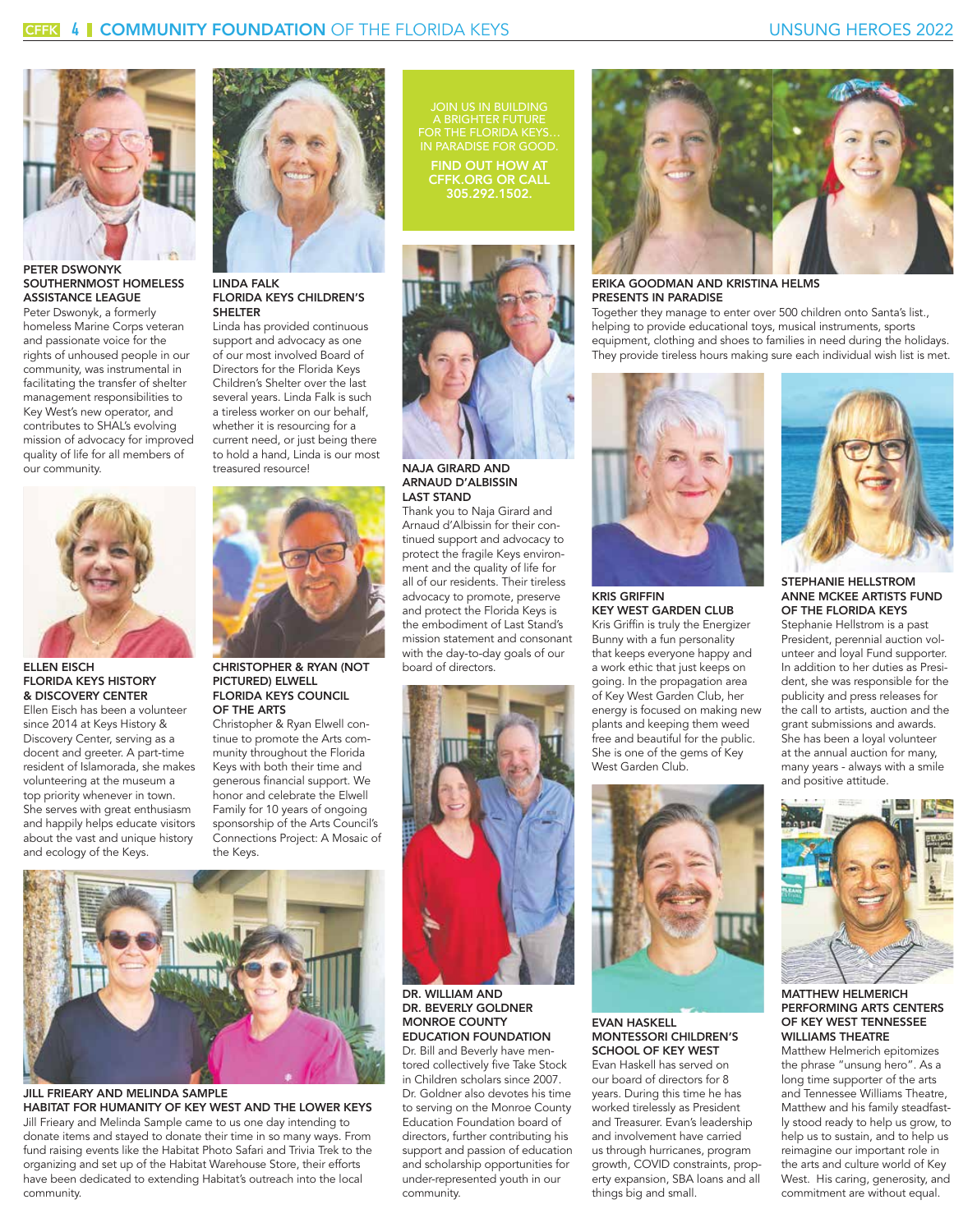### PETER DSWONYK
### SOUTHERNMOST HOMELESS ASSISTANCE LEAGUE

Peter Dswonyk, a formerly homeless Marine Corps veteran and passionate voice for the rights of unhoused people in our community, was instrumental in facilitating the transfer of shelter management responsibilities to Key West's new operator, and contributes to SHAL's evolving mission of advocacy for improved quality of life for all members of our community.

### LINDA FALK
### FLORIDA KEYS CHILDREN'S SHELTER

Linda has provided continuous support and advocacy as one of our most involved Board of Directors for the Florida Keys Children's Shelter over the last several years. Linda Falk is such a tireless worker on our behalf, whether it is resourcing for a current need, or just being there to hold a hand, Linda is our most treasured resource!

JOIN US IN BUILDING A BRIGHTER FUTURE FOR THE FLORIDA KEYS… IN PARADISE FOR GOOD.

**FIND OUT HOW AT CFFK.ORG OR CALL 305.292.1502.**

### NAJA GIRARD AND ARNAUD D'ALBISSIN
### LAST STAND

Thank you to Naja Girard and Arnaud d'Albissin for their continued support and advocacy to protect the fragile Keys environment and the quality of life for all of our residents. Their tireless advocacy to promote, preserve and protect the Florida Keys is the embodiment of Last Stand's mission statement and consonant with the day-to-day goals of our board of directors.

### ERIKA GOODMAN AND KRISTINA HELMS
### PRESENTS IN PARADISE

Together they manage to enter over 500 children onto Santa's list., helping to provide educational toys, musical instruments, sports equipment, clothing and shoes to families in need during the holidays. They provide tireless hours making sure each individual wish list is met.

### ELLEN EISCH
### FLORIDA KEYS HISTORY & DISCOVERY CENTER

Ellen Eisch has been a volunteer since 2014 at Keys History & Discovery Center, serving as a docent and greeter. A part-time resident of Islamorada, she makes volunteering at the museum a top priority whenever in town. She serves with great enthusiasm and happily helps educate visitors about the vast and unique history and ecology of the Keys.

### CHRISTOPHER & RYAN (NOT PICTURED) ELWELL
### FLORIDA KEYS COUNCIL OF THE ARTS

Christopher & Ryan Elwell continue to promote the Arts community throughout the Florida Keys with both their time and generous financial support. We honor and celebrate the Elwell Family for 10 years of ongoing sponsorship of the Arts Council's Connections Project: A Mosaic of the Keys.

### KRIS GRIFFIN
### KEY WEST GARDEN CLUB

Kris Griffin is truly the Energizer Bunny with a fun personality that keeps everyone happy and a work ethic that just keeps on going. In the propagation area of Key West Garden Club, her energy is focused on making new plants and keeping them weed free and beautiful for the public. She is one of the gems of Key West Garden Club.

### STEPHANIE HELLSTROM
### ANNE MCKEE ARTISTS FUND OF THE FLORIDA KEYS

Stephanie Hellstrom is a past President, perennial auction volunteer and loyal Fund supporter. In addition to her duties as President, she was responsible for the publicity and press releases for the call to artists, auction and the grant submissions and awards. She has been a loyal volunteer at the annual auction for many, many years - always with a smile and positive attitude.

### JILL FRIEARY AND MELINDA SAMPLE
### HABITAT FOR HUMANITY OF KEY WEST AND THE LOWER KEYS

Jill Frieary and Melinda Sample came to us one day intending to donate items and stayed to donate their time in so many ways. From fund raising events like the Habitat Photo Safari and Trivia Trek to the organizing and set up of the Habitat Warehouse Store, their efforts have been dedicated to extending Habitat's outreach into the local community.

### DR. WILLIAM AND DR. BEVERLY GOLDNER
### MONROE COUNTY EDUCATION FOUNDATION

Dr. Bill and Beverly have mentored collectively five Take Stock in Children scholars since 2007. Dr. Goldner also devotes his time to serving on the Monroe County Education Foundation board of directors, further contributing his support and passion of education and scholarship opportunities for under-represented youth in our community.

### EVAN HASKELL
### MONTESSORI CHILDREN'S SCHOOL OF KEY WEST

Evan Haskell has served on our board of directors for 8 years. During this time he has worked tirelessly as President and Treasurer. Evan's leadership and involvement have carried us through hurricanes, program growth, COVID constraints, property expansion, SBA loans and all things big and small.

### MATTHEW HELMERICH
### PERFORMING ARTS CENTERS OF KEY WEST TENNESSEE WILLIAMS THEATRE

Matthew Helmerich epitomizes the phrase "unsung hero". As a long time supporter of the arts and Tennessee Williams Theatre, Matthew and his family steadfastly stood ready to help us grow, to help us to sustain, and to help us reimagine our important role in the arts and culture world of Key West. His caring, generosity, and commitment are without equal.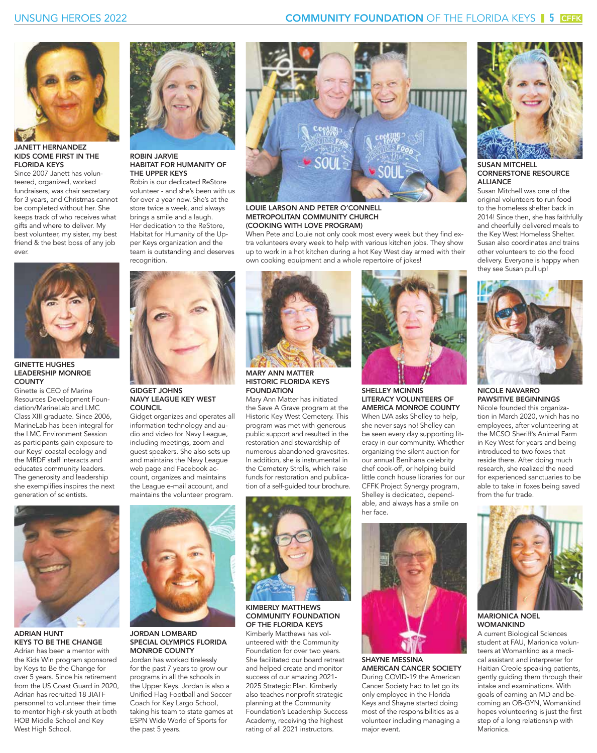**JANETT HERNANDEZ**
**KIDS COME FIRST IN THE FLORIDA KEYS**

Since 2007 Janett has volunteered, organized, worked fundraisers, was chair secretary for 3 years, and Christmas cannot be completed without her. She keeps track of who receives what gifts and where to deliver. My best volunteer, my sister, my best friend & the best boss of any job ever.

**GINETTE HUGHES**
**LEADERSHIP MONROE COUNTY**

Ginette is CEO of Marine Resources Development Foundation/MarineLab and LMC Class XIII graduate. Since 2006, MarineLab has been integral for the LMC Environment Session as participants gain exposure to our Keys' coastal ecology and the MRDF staff interacts and educates community leaders. The generosity and leadership she exemplifies inspires the next generation of scientists.

**ADRIAN HUNT**
**KEYS TO BE THE CHANGE**

Adrian has been a mentor with the Kids Win program sponsored by Keys to Be the Change for over 5 years. Since his retirement from the US Coast Guard in 2020, Adrian has recruited 18 JIATF personnel to volunteer their time to mentor high-risk youth at both HOB Middle School and Key West High School.

**ROBIN JARVIE**
**HABITAT FOR HUMANITY OF THE UPPER KEYS**

Robin is our dedicated ReStore volunteer - and she's been with us for over a year now. She's at the store twice a week, and always brings a smile and a laugh. Her dedication to the ReStore, Habitat for Humanity of the Upper Keys organization and the team is outstanding and deserves recognition.

**GIDGET JOHNS**
**NAVY LEAGUE KEY WEST COUNCIL**

Gidget organizes and operates all information technology and audio and video for Navy League, including meetings, zoom and guest speakers. She also sets up and maintains the Navy League web page and Facebook account, organizes and maintains the League e-mail account, and maintains the volunteer program.

**JORDAN LOMBARD**
**SPECIAL OLYMPICS FLORIDA MONROE COUNTY**

Jordan has worked tirelessly for the past 7 years to grow our programs in all the schools in the Upper Keys. Jordan is also a Unified Flag Football and Soccer Coach for Key Largo School, taking his team to state games at ESPN Wide World of Sports for the past 5 years.

**LOUIE LARSON AND PETER O'CONNELL**
**METROPOLITAN COMMUNITY CHURCH (COOKING WITH LOVE PROGRAM)**

When Pete and Louie not only cook most every week but they find extra volunteers every week to help with various kitchen jobs. They show up to work in a hot kitchen during a hot Key West day armed with their own cooking equipment and a whole repertoire of jokes!

**MARY ANN MATTER**
**HISTORIC FLORIDA KEYS FOUNDATION**

Mary Ann Matter has initiated the Save A Grave program at the Historic Key West Cemetery. This program was met with generous public support and resulted in the restoration and stewardship of numerous abandoned gravesites. In addition, she is instrumental in the Cemetery Strolls, which raise funds for restoration and publication of a self-guided tour brochure.

**KIMBERLY MATTHEWS**
**COMMUNITY FOUNDATION OF THE FLORIDA KEYS**

Kimberly Matthews has volunteered with the Community Foundation for over two years. She facilitated our board retreat and helped create and monitor success of our amazing 2021-2025 Strategic Plan. Kimberly also teaches nonprofit strategic planning at the Community Foundation's Leadership Success Academy, receiving the highest rating of all 2021 instructors.

**SHELLEY MCINNIS**
**LITERACY VOLUNTEERS OF AMERICA MONROE COUNTY**

When LVA asks Shelley to help, she never says no! Shelley can be seen every day supporting literacy in our community. Whether organizing the silent auction for our annual Benihana celebrity chef cook-off, or helping build little conch house libraries for our CFFK Project Synergy program, Shelley is dedicated, dependable, and always has a smile on her face.

**SHAYNE MESSINA**
**AMERICAN CANCER SOCIETY**

During COVID-19 the American Cancer Society had to let go its only employee in the Florida Keys and Shayne started doing most of the responsibilities as a volunteer including managing a major event.

**SUSAN MITCHELL**
**CORNERSTONE RESOURCE ALLIANCE**

Susan Mitchell was one of the original volunteers to run food to the homeless shelter back in 2014! Since then, she has faithfully and cheerfully delivered meals to the Key West Homeless Shelter. Susan also coordinates and trains other volunteers to do the food delivery. Everyone is happy when they see Susan pull up!

**NICOLE NAVARRO**
**PAWSITIVE BEGINNINGS**

Nicole founded this organization in March 2020, which has no employees, after volunteering at the MCSO Sheriff's Animal Farm in Key West for years and being introduced to two foxes that reside there. After doing much research, she realized the need for experienced sanctuaries to be able to take in foxes being saved from the fur trade.

**MARIONICA NOEL**
**WOMANKIND**

A current Biological Sciences student at FAU, Marionica volunteers at Womankind as a medical assistant and interpreter for Haitian Creole speaking patients, gently guiding them through their intake and examinations. With goals of earning an MD and becoming an OB-GYN, Womankind hopes volunteering is just the first step of a long relationship with Marionica.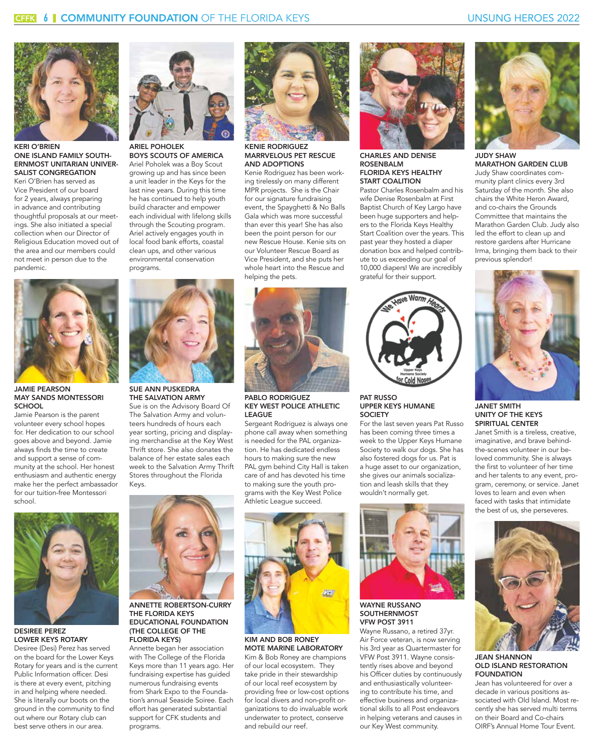**KERI O'BRIEN**
**ONE ISLAND FAMILY SOUTHERNMOST UNITARIAN UNIVERSALIST CONGREGATION**

Keri O'Brien has served as Vice President of our board for 2 years, always preparing in advance and contributing thoughtful proposals at our meetings. She also initiated a special collection when our Director of Religious Education moved out of the area and our members could not meet in person due to the pandemic.

**JAMIE PEARSON**
**MAY SANDS MONTESSORI SCHOOL**

Jamie Pearson is the parent volunteer every school hopes for. Her dedication to our school goes above and beyond. Jamie always finds the time to create and support a sense of community at the school. Her honest enthusiasm and authentic energy make her the perfect ambassador for our tuition-free Montessori school.

**DESIREE PEREZ**
**LOWER KEYS ROTARY**

Desiree (Desi) Perez has served on the board for the Lower Keys Rotary for years and is the current Public Information officer. Desi is there at every event, pitching in and helping where needed. She is literally our boots on the ground in the community to find out where our Rotary club can best serve others in our area.

**ARIEL POHOLEK**
**BOYS SCOUTS OF AMERICA**

Ariel Poholek was a Boy Scout growing up and has since been a unit leader in the Keys for the last nine years. During this time he has continued to help youth build character and empower each individual with lifelong skills through the Scouting program. Ariel actively engages youth in local food bank efforts, coastal clean ups, and other various environmental conservation programs.

**SUE ANN PUSKEDRA**
**THE SALVATION ARMY**

Sue is on the Advisory Board Of The Salvation Army and volunteers hundreds of hours each year sorting, pricing and displaying merchandise at the Key West Thrift store. She also donates the balance of her estate sales each week to the Salvation Army Thrift Stores throughout the Florida Keys.

**ANNETTE ROBERTSON-CURRY**
**THE FLORIDA KEYS EDUCATIONAL FOUNDATION (THE COLLEGE OF THE FLORIDA KEYS)**

Annette began her association with The College of the Florida Keys more than 11 years ago. Her fundraising expertise has guided numerous fundraising events from Shark Expo to the Foundation's annual Seaside Soiree. Each effort has generated substantial support for CFK students and programs.

**KENIE RODRIGUEZ**
**MARRVELOUS PET RESCUE AND ADOPTIONS**

Kenie Rodriguez has been working tirelessly on many different MPR projects. She is the Chair for our signature fundraising event, the Spayghetti & No Balls Gala which was more successful than ever this year! She has also been the point person for our new Rescue House. Kenie sits on our Volunteer Rescue Board as Vice President, and she puts her whole heart into the Rescue and helping the pets.

**PABLO RODRIGUEZ**
**KEY WEST POLICE ATHLETIC LEAGUE**

Sergeant Rodriguez is always one phone call away when something is needed for the PAL organization. He has dedicated endless hours to making sure the new PAL gym behind City Hall is taken care of and has devoted his time to making sure the youth programs with the Key West Police Athletic League succeed.

**KIM AND BOB RONEY**
**MOTE MARINE LABORATORY**

Kim & Bob Roney are champions of our local ecosystem. They take pride in their stewardship of our local reef ecosystem by providing free or low-cost options for local divers and non-profit organizations to do invaluable work underwater to protect, conserve and rebuild our reef.

**CHARLES AND DENISE ROSENBALM**
**FLORIDA KEYS HEALTHY START COALITION**

Pastor Charles Rosenbalm and his wife Denise Rosenbalm at First Baptist Church of Key Largo have been huge supporters and helpers to the Florida Keys Healthy Start Coalition over the years. This past year they hosted a diaper donation box and helped contribute to us exceeding our goal of 10,000 diapers! We are incredibly grateful for their support.

**PAT RUSSO**
**UPPER KEYS HUMANE SOCIETY**

For the last seven years Pat Russo has been coming three times a week to the Upper Keys Humane Society to walk our dogs. She has also fostered dogs for us. Pat is a huge asset to our organization, she gives our animals socialization and leash skills that they wouldn't normally get.

**WAYNE RUSSANO**
**SOUTHERNMOST VFW POST 3911**

Wayne Russano, a retired 37yr. Air Force veteran, is now serving his 3rd year as Quartermaster for VFW Post 3911. Wayne consistently rises above and beyond his Officer duties by continuously and enthusiastically volunteering to contribute his time, and effective business and organizational skills to all Post endeavors in helping veterans and causes in our Key West community.

**JUDY SHAW**
**MARATHON GARDEN CLUB**

Judy Shaw coordinates community plant clinics every 3rd Saturday of the month. She also chairs the White Heron Award, and co-chairs the Grounds Committee that maintains the Marathon Garden Club. Judy also led the effort to clean up and restore gardens after Hurricane Irma, bringing them back to their previous splendor!

**JANET SMITH**
**UNITY OF THE KEYS SPIRITUAL CENTER**

Janet Smith is a tireless, creative, imaginative, and brave behind-the-scenes volunteer in our beloved community. She is always the first to volunteer of her time and her talents to any event, program, ceremony, or service. Janet loves to learn and even when faced with tasks that intimidate the best of us, she perseveres.

**JEAN SHANNON**
**OLD ISLAND RESTORATION FOUNDATION**

Jean has volunteered for over a decade in various positions associated with Old Island. Most recently she has served multi terms on their Board and Co-chairs OIRF's Annual Home Tour Event.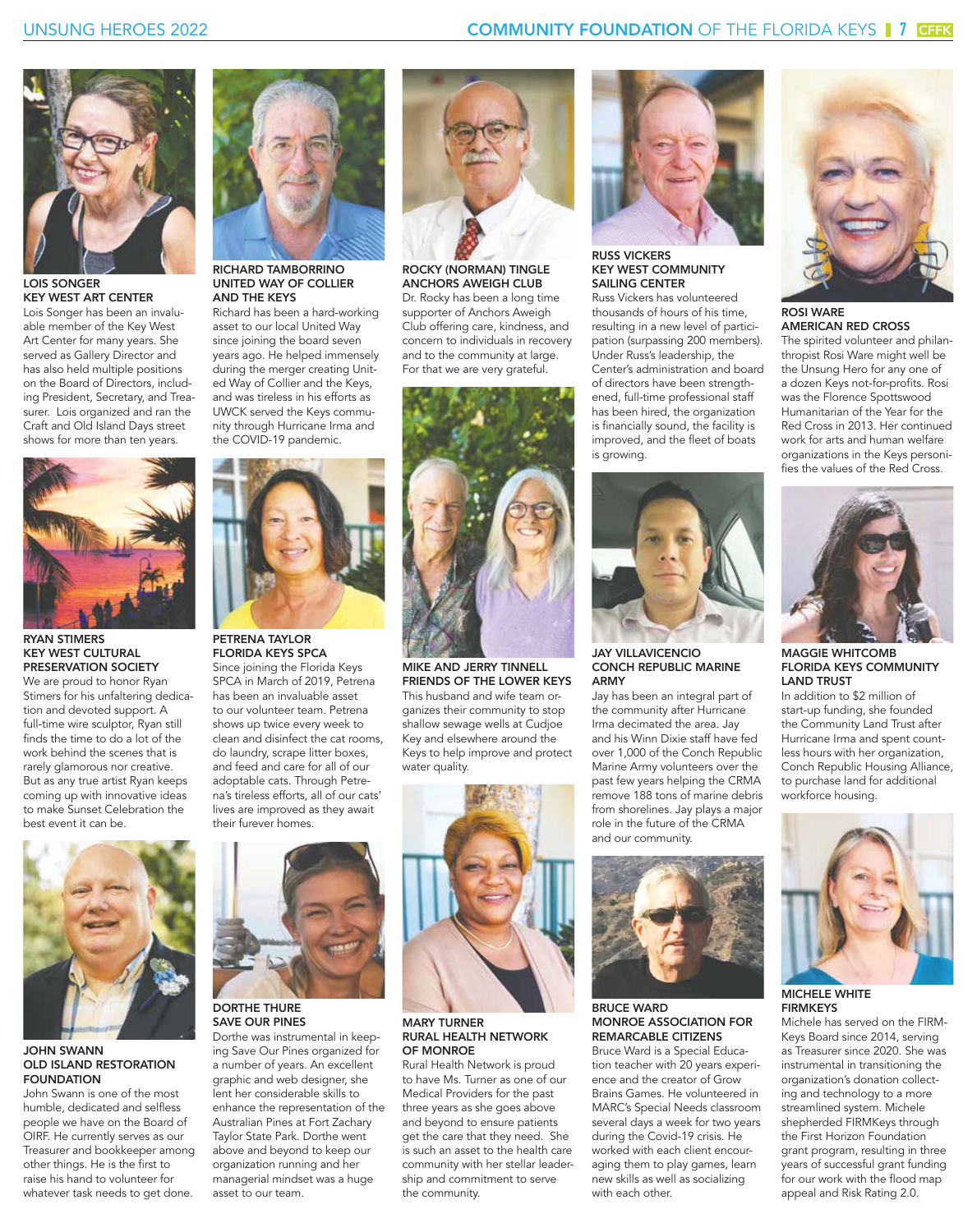### LOIS SONGER
### KEY WEST ART CENTER

Lois Songer has been an invaluable member of the Key West Art Center for many years. She served as Gallery Director and has also held multiple positions on the Board of Directors, including President, Secretary, and Treasurer. Lois organized and ran the Craft and Old Island Days street shows for more than ten years.

### RYAN STIMERS
### KEY WEST CULTURAL PRESERVATION SOCIETY

We are proud to honor Ryan Stimers for his unfaltering dedication and devoted support. A full-time wire sculptor, Ryan still finds the time to do a lot of the work behind the scenes that is rarely glamorous nor creative. But as any true artist Ryan keeps coming up with innovative ideas to make Sunset Celebration the best event it can be.

### JOHN SWANN
### OLD ISLAND RESTORATION FOUNDATION

John Swann is one of the most humble, dedicated and selfless people we have on the Board of OIRF. He currently serves as our Treasurer and bookkeeper among other things. He is the first to raise his hand to volunteer for whatever task needs to get done.

### RICHARD TAMBORRINO
### UNITED WAY OF COLLIER AND THE KEYS

Richard has been a hard-working asset to our local United Way since joining the board seven years ago. He helped immensely during the merger creating United Way of Collier and the Keys, and was tireless in his efforts as UWCK served the Keys community through Hurricane Irma and the COVID-19 pandemic.

### PETRENA TAYLOR
### FLORIDA KEYS SPCA

Since joining the Florida Keys SPCA in March of 2019, Petrena has been an invaluable asset to our volunteer team. Petrena shows up twice every week to clean and disinfect the cat rooms, do laundry, scrape litter boxes, and feed and care for all of our adoptable cats. Through Petrena's tireless efforts, all of our cats' lives are improved as they await their furever homes.

### DORTHE THURE
### SAVE OUR PINES

Dorthe was instrumental in keeping Save Our Pines organized for a number of years. An excellent graphic and web designer, she lent her considerable skills to enhance the representation of the Australian Pines at Fort Zachary Taylor State Park. Dorthe went above and beyond to keep our organization running and her managerial mindset was a huge asset to our team.

### ROCKY (NORMAN) TINGLE
### ANCHORS AWEIGH CLUB

Dr. Rocky has been a long time supporter of Anchors Aweigh Club offering care, kindness, and concern to individuals in recovery and to the community at large. For that we are very grateful.

### MIKE AND JERRY TINNELL
### FRIENDS OF THE LOWER KEYS

This husband and wife team organizes their community to stop shallow sewage wells at Cudjoe Key and elsewhere around the Keys to help improve and protect water quality.

### MARY TURNER
### RURAL HEALTH NETWORK OF MONROE

Rural Health Network is proud to have Ms. Turner as one of our Medical Providers for the past three years as she goes above and beyond to ensure patients get the care that they need. She is such an asset to the health care community with her stellar leadership and commitment to serve the community.

### RUSS VICKERS
### KEY WEST COMMUNITY SAILING CENTER

Russ Vickers has volunteered thousands of hours of his time, resulting in a new level of participation (surpassing 200 members). Under Russ's leadership, the Center's administration and board of directors have been strengthened, full-time professional staff has been hired, the organization is financially sound, the facility is improved, and the fleet of boats is growing.

### JAY VILLAVICENCIO
### CONCH REPUBLIC MARINE ARMY

Jay has been an integral part of the community after Hurricane Irma decimated the area. Jay and his Winn Dixie staff have fed over 1,000 of the Conch Republic Marine Army volunteers over the past few years helping the CRMA remove 188 tons of marine debris from shorelines. Jay plays a major role in the future of the CRMA and our community.

### BRUCE WARD
### MONROE ASSOCIATION FOR REMARCABLE CITIZENS

Bruce Ward is a Special Education teacher with 20 years experience and the creator of Grow Brains Games. He volunteered in MARC's Special Needs classroom several days a week for two years during the Covid-19 crisis. He worked with each client encouraging them to play games, learn new skills as well as socializing with each other.

### ROSI WARE
### AMERICAN RED CROSS

The spirited volunteer and philanthropist Rosi Ware might well be the Unsung Hero for any one of a dozen Keys not-for-profits. Rosi was the Florence Spottswood Humanitarian of the Year for the Red Cross in 2013. Her continued work for arts and human welfare organizations in the Keys personifies the values of the Red Cross.

### MAGGIE WHITCOMB
### FLORIDA KEYS COMMUNITY LAND TRUST

In addition to $2 million of start-up funding, she founded the Community Land Trust after Hurricane Irma and spent countless hours with her organization, Conch Republic Housing Alliance, to purchase land for additional workforce housing.

### MICHELE WHITE
### FIRMKEYS

Michele has served on the FIRMKeys Board since 2014, serving as Treasurer since 2020. She was instrumental in transitioning the organization's donation collecting and technology to a more streamlined system. Michele shepherded FIRMKeys through the First Horizon Foundation grant program, resulting in three years of successful grant funding for our work with the flood map appeal and Risk Rating 2.0.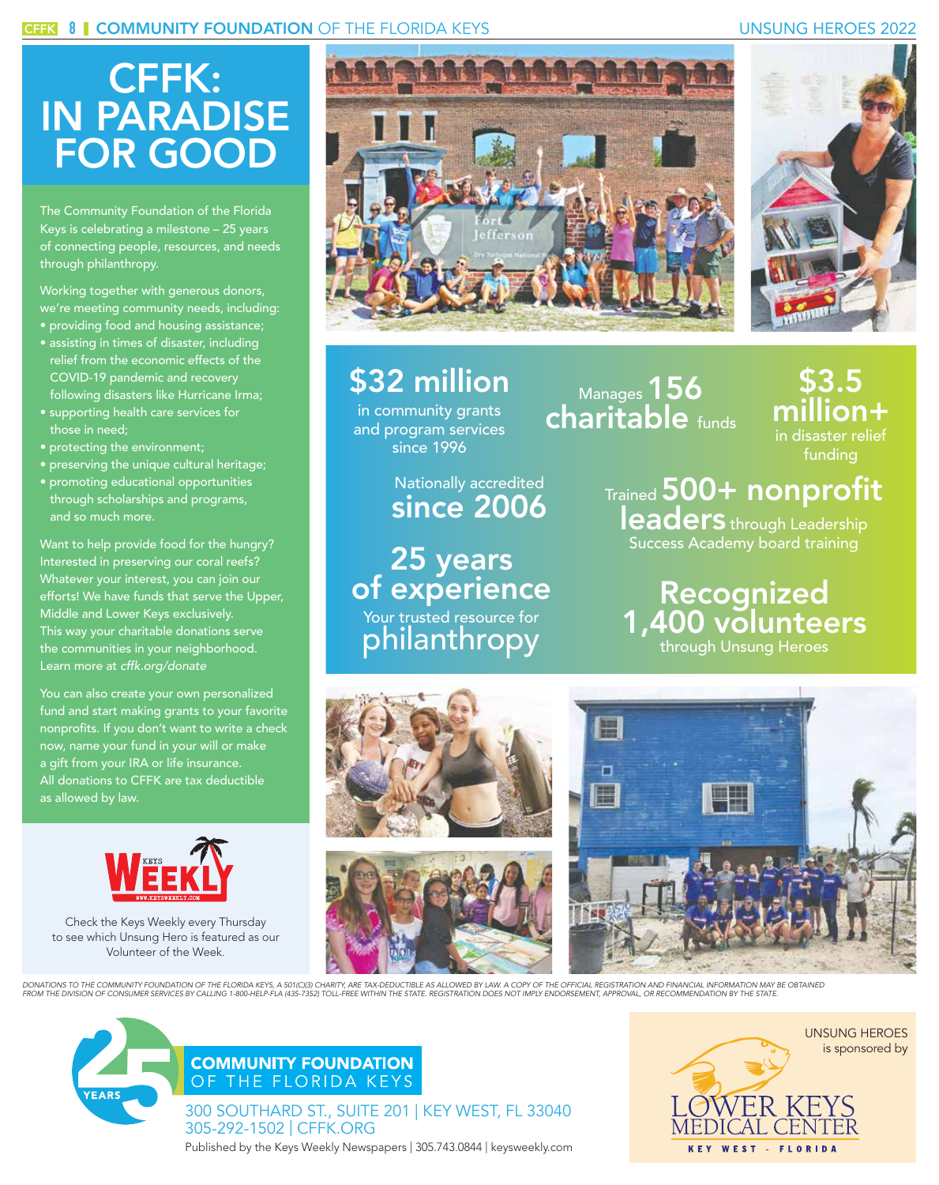# CFFK: IN PARADISE FOR GOOD

The Community Foundation of the Florida Keys is celebrating a milestone – 25 years of connecting people, resources, and needs through philanthropy.

Working together with generous donors, we're meeting community needs, including:

- providing food and housing assistance;
- assisting in times of disaster, including relief from the economic effects of the COVID-19 pandemic and recovery following disasters like Hurricane Irma;
- supporting health care services for those in need;
- protecting the environment;
- preserving the unique cultural heritage;
- promoting educational opportunities through scholarships and programs, and so much more.

Want to help provide food for the hungry? Interested in preserving our coral reefs? Whatever your interest, you can join our efforts! We have funds that serve the Upper, Middle and Lower Keys exclusively. This way your charitable donations serve the communities in your neighborhood. Learn more at *cffk.org/donate*

You can also create your own personalized fund and start making grants to your favorite nonprofits. If you don't want to write a check now, name your fund in your will or make a gift from your IRA or life insurance. All donations to CFFK are tax deductible as allowed by law.

Check the Keys Weekly every Thursday to see which Unsung Hero is featured as our Volunteer of the Week.

**$32 million** in community grants and program services since 1996

Manages **156 charitable** funds

**$3.5 million+** in disaster relief funding

Nationally accredited **since 2006**

Trained **500+ nonprofit leaders** through Leadership Success Academy board training

**25 years of experience** Your trusted resource for **philanthropy**

**Recognized 1,400 volunteers** through Unsung Heroes

DONATIONS TO THE COMMUNITY FOUNDATION OF THE FLORIDA KEYS, A 501(C)(3) CHARITY, ARE TAX-DEDUCTIBLE AS ALLOWED BY LAW. A COPY OF THE OFFICIAL REGISTRATION AND FINANCIAL INFORMATION MAY BE OBTAINED FROM THE DIVISION OF CONSUMER SERVICES BY CALLING 1-800-HELP-FLA (435-7352) TOLL-FREE WITHIN THE STATE. REGISTRATION DOES NOT IMPLY ENDORSEMENT, APPROVAL, OR RECOMMENDATION BY THE STATE.

25 YEARS

**COMMUNITY FOUNDATION** OF THE FLORIDA KEYS

300 SOUTHARD ST., SUITE 201 | KEY WEST, FL 33040
305-292-1502 | CFFK.ORG

Published by the Keys Weekly Newspapers | 305.743.0844 | keysweekly.com

UNSUNG HEROES is sponsored by

LOWER KEYS MEDICAL CENTER
KEY WEST - FLORIDA